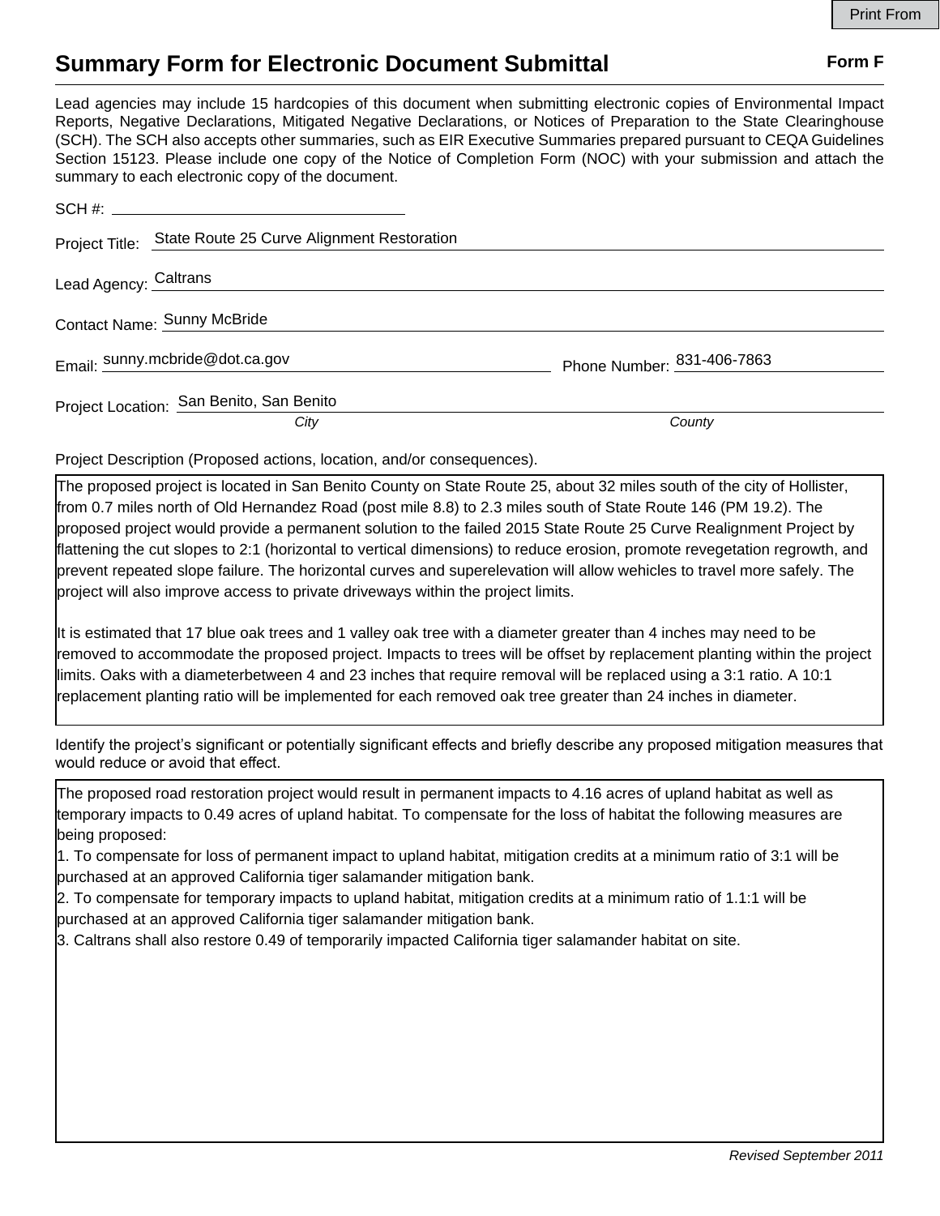# Summary Form for Electronic Document Submittal

**Form F**

Lead agencies may include 15 hardcopies of this document when submitting electronic copies of Environmental Impact Reports, Negative Declarations, Mitigated Negative Declarations, or Notices of Preparation to the State Clearinghouse (SCH). The SCH also accepts other summaries, such as EIR Executive Summaries prepared pursuant to CEQA Guidelines Section 15123. Please include one copy of the Notice of Completion Form (NOC) with your submission and attach the summary to each electronic copy of the document.

SCH #: 

Project Title: State Route 25 Curve Alignment Restoration

Lead Agency: Caltrans

Contact Name: Sunny McBride

Email: sunny.mcbride@dot.ca.gov

Phone Number: 831-406-7863

Project Location: San Benito (*City*), San Benito (*County*)

Project Description (Proposed actions, location, and/or consequences).

The proposed project is located in San Benito County on State Route 25, about 32 miles south of the city of Hollister, from 0.7 miles north of Old Hernandez Road (post mile 8.8) to 2.3 miles south of State Route 146 (PM 19.2). The proposed project would provide a permanent solution to the failed 2015 State Route 25 Curve Realignment Project by flattening the cut slopes to 2:1 (horizontal to vertical dimensions) to reduce erosion, promote revegetation regrowth, and prevent repeated slope failure. The horizontal curves and superelevation will allow vehicles to travel more safely. The project will also improve access to private driveways within the project limits.

It is estimated that 17 blue oak trees and 1 valley oak tree with a diameter greater than 4 inches may need to be removed to accommodate the proposed project. Impacts to trees will be offset by replacement planting within the project limits. Oaks with a diameterbetween 4 and 23 inches that require removal will be replaced using a 3:1 ratio. A 10:1 replacement planting ratio will be implemented for each removed oak tree greater than 24 inches in diameter.

Identify the project's significant or potentially significant effects and briefly describe any proposed mitigation measures that would reduce or avoid that effect.

The proposed road restoration project would result in permanent impacts to 4.16 acres of upland habitat as well as temporary impacts to 0.49 acres of upland habitat. To compensate for the loss of habitat the following measures are being proposed:

1. To compensate for loss of permanent impact to upland habitat, mitigation credits at a minimum ratio of 3:1 will be purchased at an approved California tiger salamander mitigation bank.
2. To compensate for temporary impacts to upland habitat, mitigation credits at a minimum ratio of 1.1:1 will be purchased at an approved California tiger salamander mitigation bank.
3. Caltrans shall also restore 0.49 of temporarily impacted California tiger salamander habitat on site.

*Revised September 2011*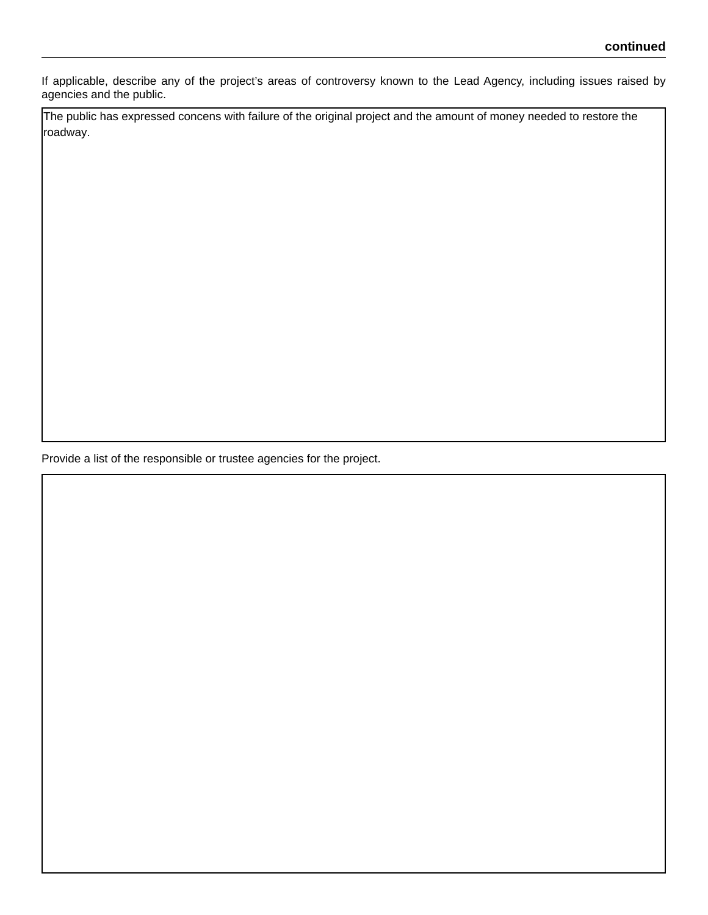**continued**

If applicable, describe any of the project's areas of controversy known to the Lead Agency, including issues raised by agencies and the public.

The public has expressed concens with failure of the original project and the amount of money needed to restore the roadway.

Provide a list of the responsible or trustee agencies for the project.